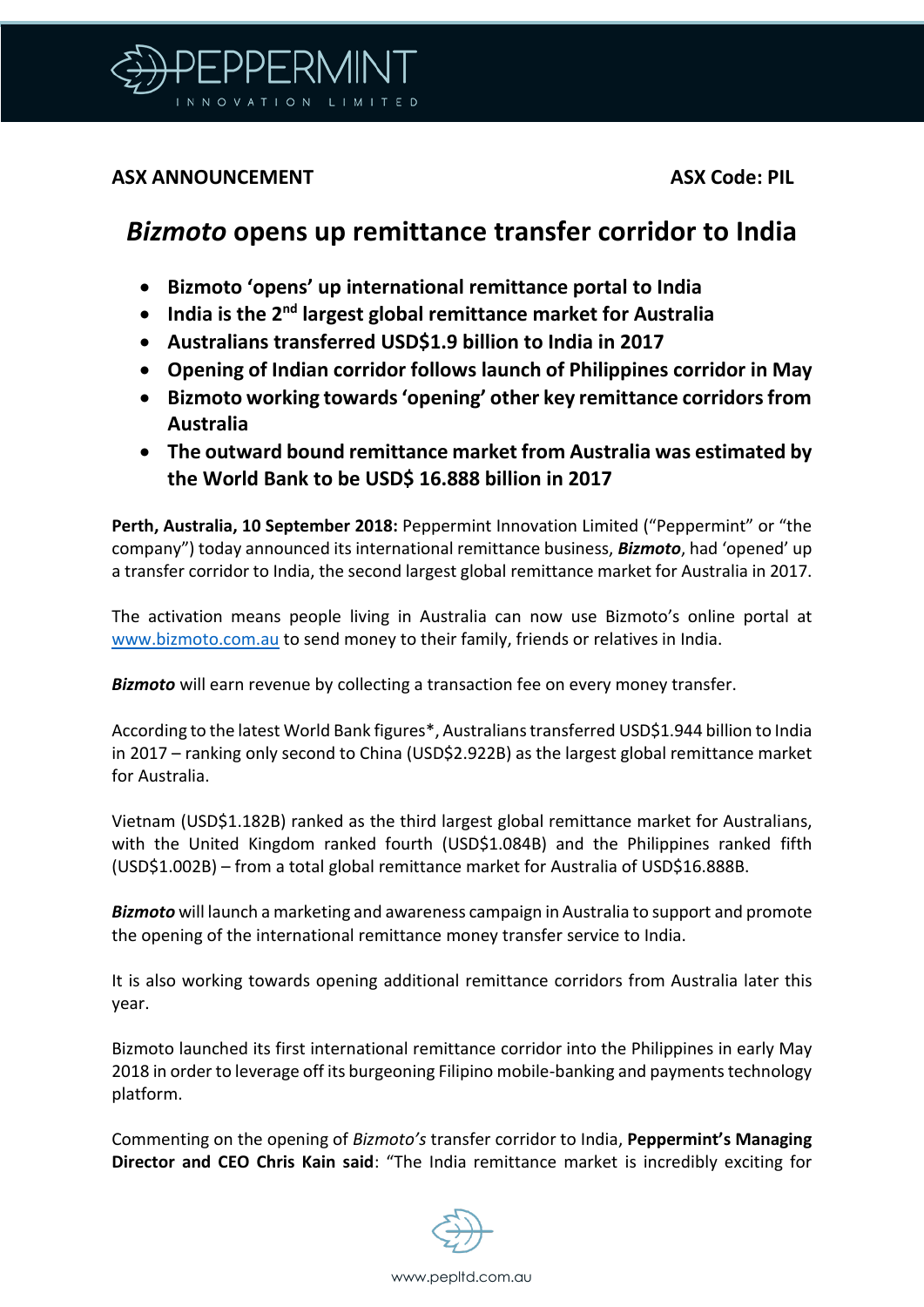**ASX ANNOUNCEMENT** **ASX Code: PIL**

# ***Bizmoto*** **opens up remittance transfer corridor to India**

- **Bizmoto 'opens' up international remittance portal to India**
- **India is the 2nd largest global remittance market for Australia**
- **Australians transferred USD$1.9 billion to India in 2017**
- **Opening of Indian corridor follows launch of Philippines corridor in May**
- **Bizmoto working towards 'opening' other key remittance corridors from Australia**
- **The outward bound remittance market from Australia was estimated by the World Bank to be USD$ 16.888 billion in 2017**

**Perth, Australia, 10 September 2018:** Peppermint Innovation Limited ("Peppermint" or "the company") today announced its international remittance business, ***Bizmoto***, had 'opened' up a transfer corridor to India, the second largest global remittance market for Australia in 2017.

The activation means people living in Australia can now use Bizmoto's online portal at www.bizmoto.com.au to send money to their family, friends or relatives in India.

***Bizmoto*** will earn revenue by collecting a transaction fee on every money transfer.

According to the latest World Bank figures*, Australians transferred USD$1.944 billion to India in 2017 – ranking only second to China (USD$2.922B) as the largest global remittance market for Australia.

Vietnam (USD$1.182B) ranked as the third largest global remittance market for Australians, with the United Kingdom ranked fourth (USD$1.084B) and the Philippines ranked fifth (USD$1.002B) – from a total global remittance market for Australia of USD$16.888B.

***Bizmoto*** will launch a marketing and awareness campaign in Australia to support and promote the opening of the international remittance money transfer service to India.

It is also working towards opening additional remittance corridors from Australia later this year.

Bizmoto launched its first international remittance corridor into the Philippines in early May 2018 in order to leverage off its burgeoning Filipino mobile-banking and payments technology platform.

Commenting on the opening of *Bizmoto's* transfer corridor to India, **Peppermint's Managing Director and CEO Chris Kain said**: "The India remittance market is incredibly exciting for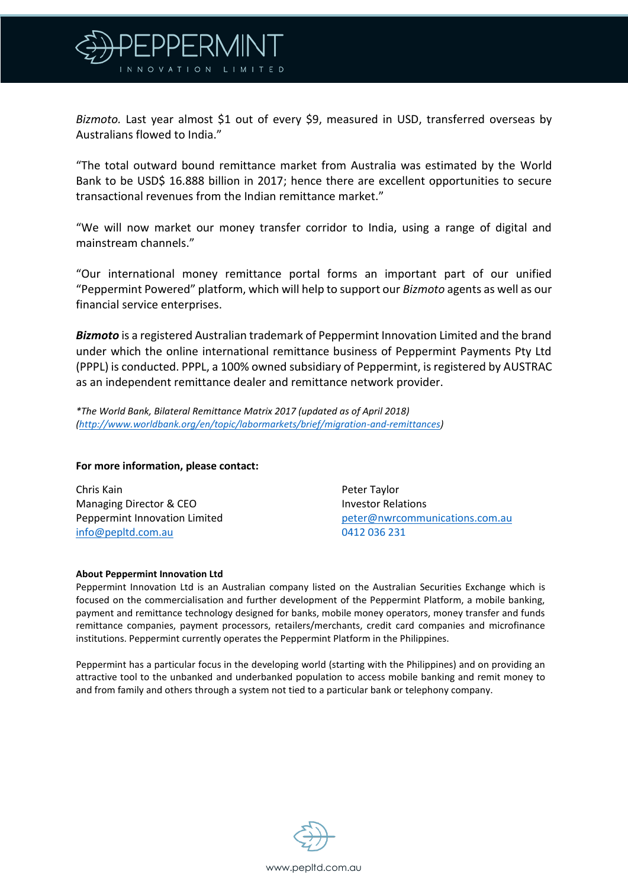*Bizmoto.* Last year almost $1 out of every $9, measured in USD, transferred overseas by Australians flowed to India."

"The total outward bound remittance market from Australia was estimated by the World Bank to be USD$ 16.888 billion in 2017; hence there are excellent opportunities to secure transactional revenues from the Indian remittance market."

"We will now market our money transfer corridor to India, using a range of digital and mainstream channels."

"Our international money remittance portal forms an important part of our unified "Peppermint Powered" platform, which will help to support our *Bizmoto* agents as well as our financial service enterprises.

***Bizmoto*** is a registered Australian trademark of Peppermint Innovation Limited and the brand under which the online international remittance business of Peppermint Payments Pty Ltd (PPPL) is conducted. PPPL, a 100% owned subsidiary of Peppermint, is registered by AUSTRAC as an independent remittance dealer and remittance network provider.

**The World Bank, Bilateral Remittance Matrix 2017 (updated as of April 2018) (http://www.worldbank.org/en/topic/labormarkets/brief/migration-and-remittances)*

**For more information, please contact:**

Chris Kain
Managing Director & CEO
Peppermint Innovation Limited
info@pepltd.com.au

Peter Taylor
Investor Relations
peter@nwrcommunications.com.au
0412 036 231

**About Peppermint Innovation Ltd**

Peppermint Innovation Ltd is an Australian company listed on the Australian Securities Exchange which is focused on the commercialisation and further development of the Peppermint Platform, a mobile banking, payment and remittance technology designed for banks, mobile money operators, money transfer and funds remittance companies, payment processors, retailers/merchants, credit card companies and microfinance institutions. Peppermint currently operates the Peppermint Platform in the Philippines.

Peppermint has a particular focus in the developing world (starting with the Philippines) and on providing an attractive tool to the unbanked and underbanked population to access mobile banking and remit money to and from family and others through a system not tied to a particular bank or telephony company.